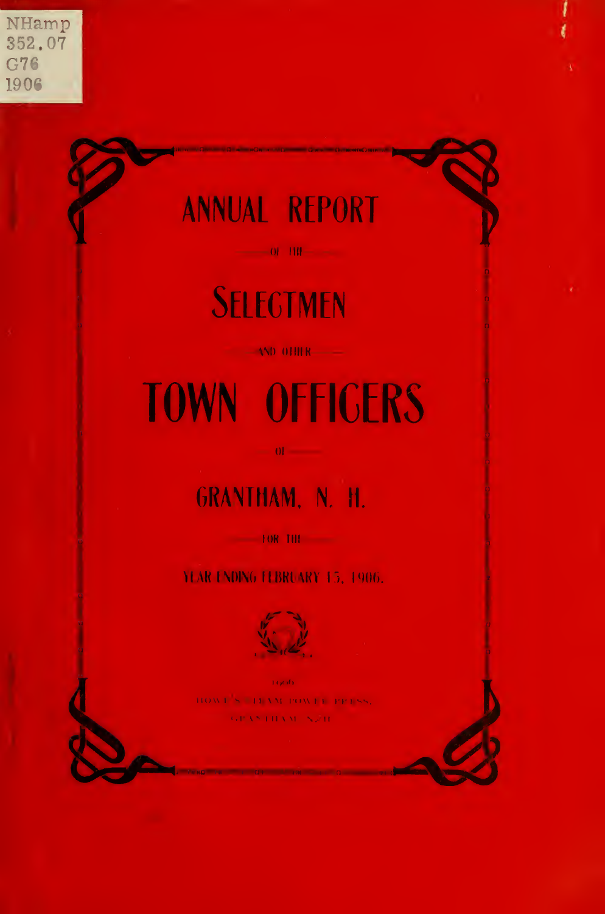NHamp
352.07
G76
1906

# ANNUAL REPORT

OF THE

# SELECTMEN

AND OTHER

# TOWN OFFICERS

OF

## GRANTHAM, N. H.

FOR THE

YEAR ENDING FEBRUARY 15, 1906.

1906
HOWE'S STEAM POWER PRESS,
GRANTHAM, N. H.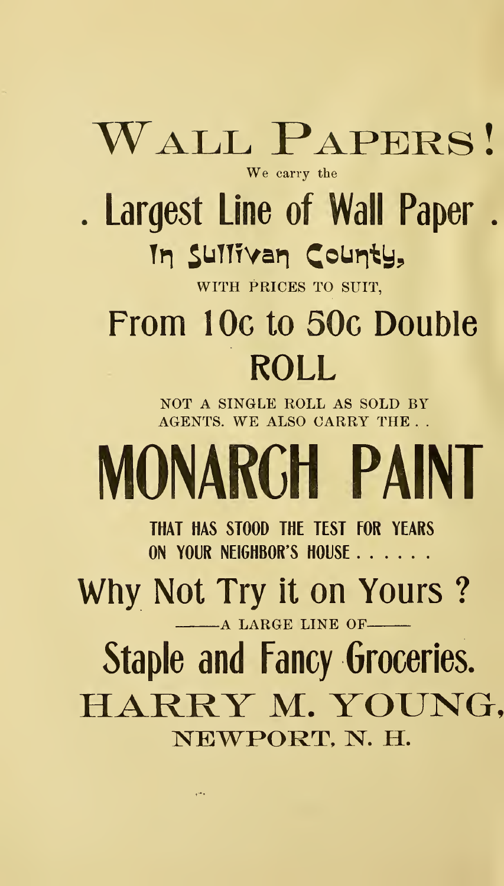# WALL PAPERS!

We carry the

## . Largest Line of Wall Paper .

### In Sullivan County,

WITH PRICES TO SUIT,

## From 10c to 50c Double ROLL

NOT A SINGLE ROLL AS SOLD BY AGENTS. WE ALSO CARRY THE . .

# MONARCH PAINT

THAT HAS STOOD THE TEST FOR YEARS ON YOUR NEIGHBOR'S HOUSE . . . . . .

## Why Not Try it on Yours ?

——A LARGE LINE OF——

## Staple and Fancy Groceries.

## HARRY M. YOUNG,

NEWPORT, N. H.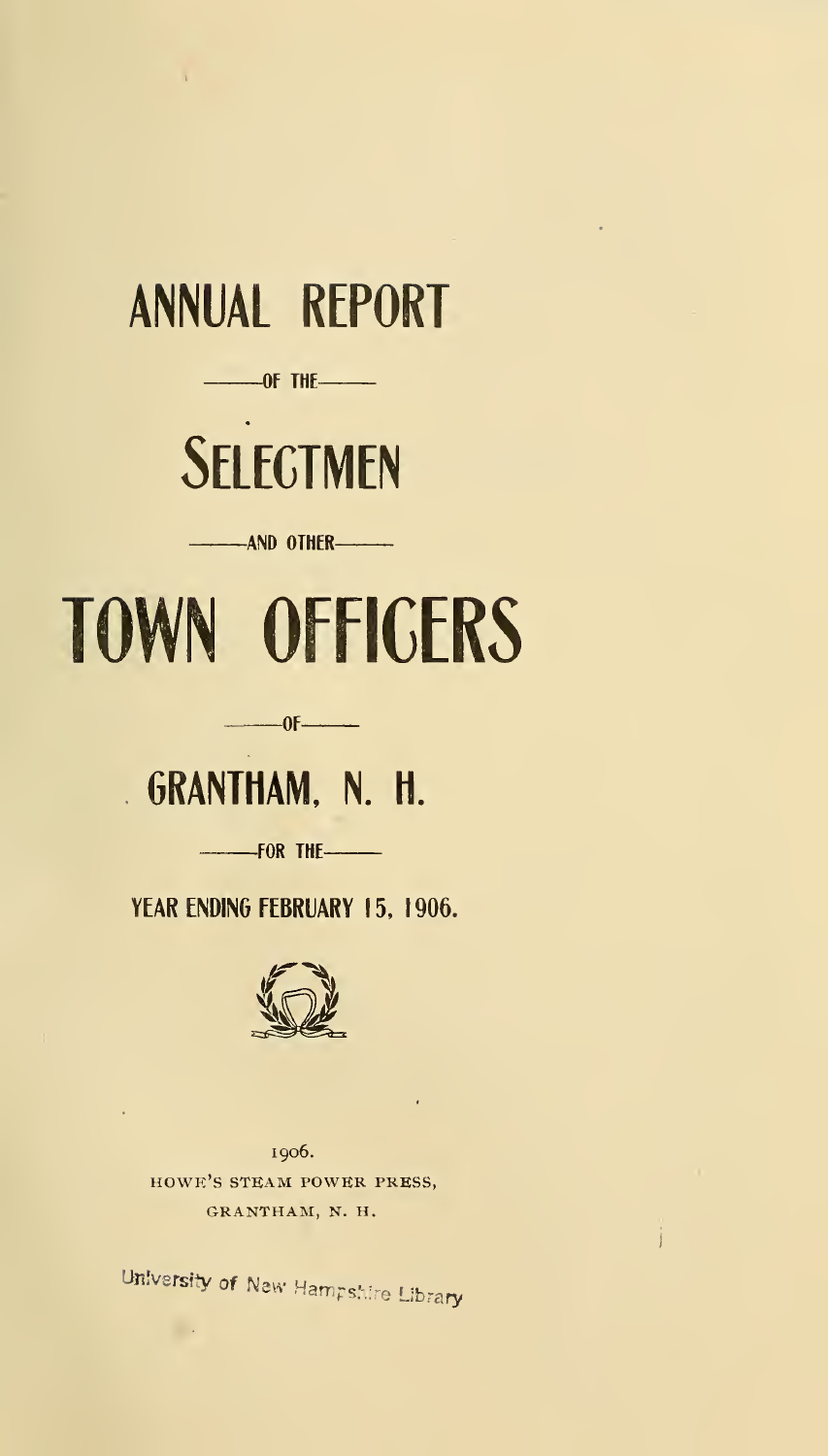# ANNUAL REPORT

OF THE

# SELECTMEN

AND OTHER

# TOWN OFFICERS

OF

## GRANTHAM, N. H.

FOR THE

**YEAR ENDING FEBRUARY 15, 1906.**

1906.
HOWE'S STEAM POWER PRESS,
GRANTHAM, N. H.

University of New Hampshire Library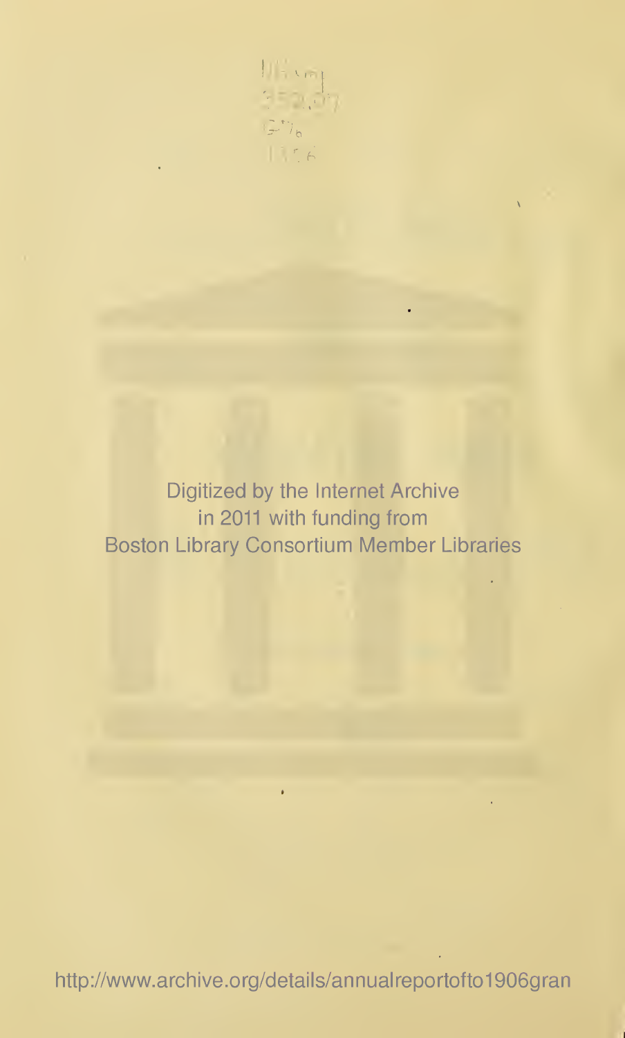Digitized by the Internet Archive
in 2011 with funding from
Boston Library Consortium Member Libraries

http://www.archive.org/details/annualreportofto1906gran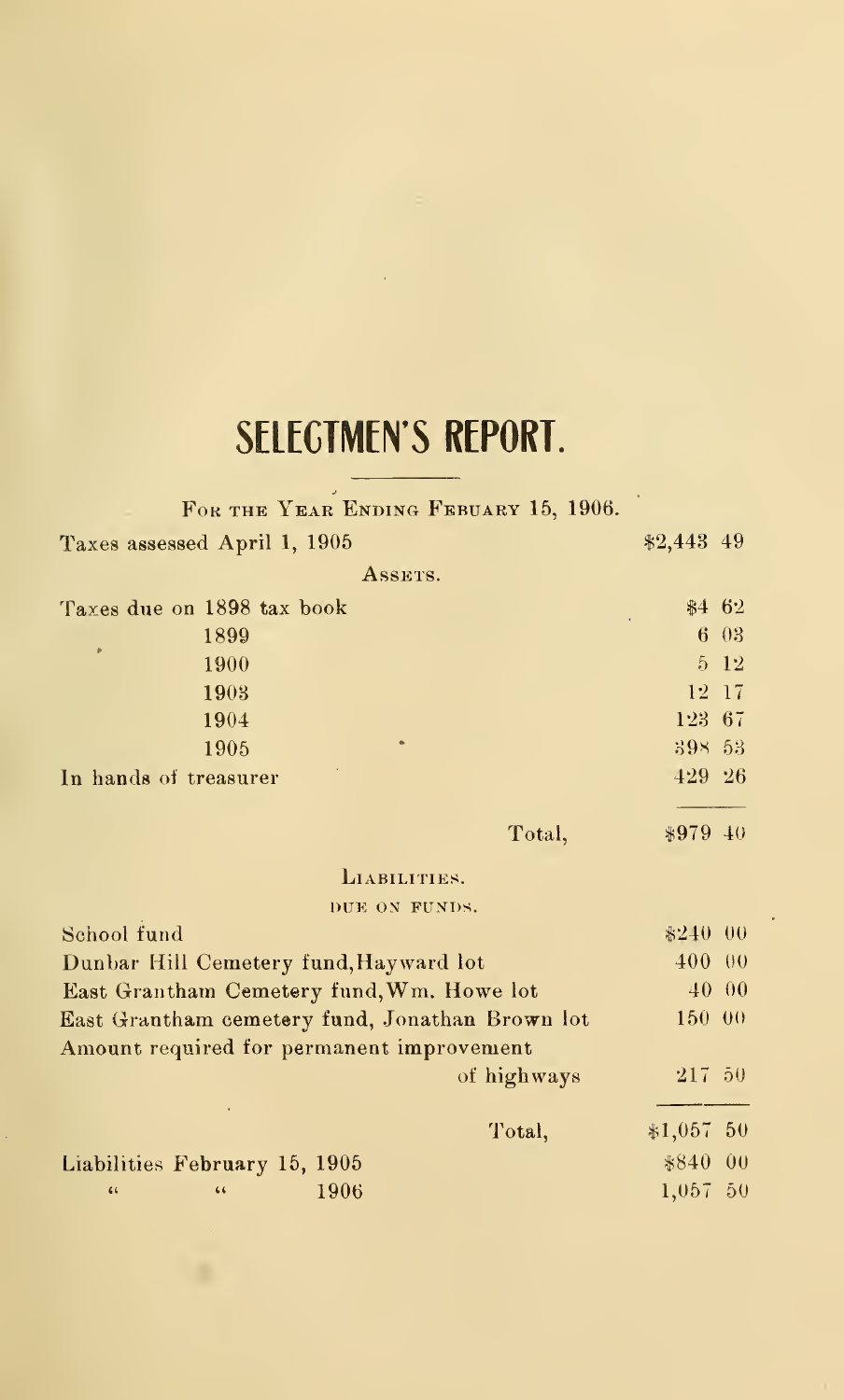# SELECTMEN'S REPORT.

For the Year Ending February 15, 1906.

| | |
|---|---|
| Taxes assessed April 1, 1905 | $2,443 49 |

**Assets.**

| | |
|---|---|
| Taxes due on 1898 tax book | $4 62 |
| 1899 | 6 03 |
| 1900 | 5 12 |
| 1903 | 12 17 |
| 1904 | 123 67 |
| 1905 | 398 53 |
| In hands of treasurer | 429 26 |
| Total, | $979 40 |

**Liabilities.**

DUE ON FUNDS.

| | |
|---|---|
| School fund | $240 00 |
| Dunbar Hill Cemetery fund, Hayward lot | 400 00 |
| East Grantham Cemetery fund, Wm. Howe lot | 40 00 |
| East Grantham cemetery fund, Jonathan Brown lot | 150 00 |
| Amount required for permanent improvement of highways | 217 50 |
| Total, | $1,057 50 |

| | |
|---|---|
| Liabilities February 15, 1905 | $840 00 |
| " " 1906 | 1,057 50 |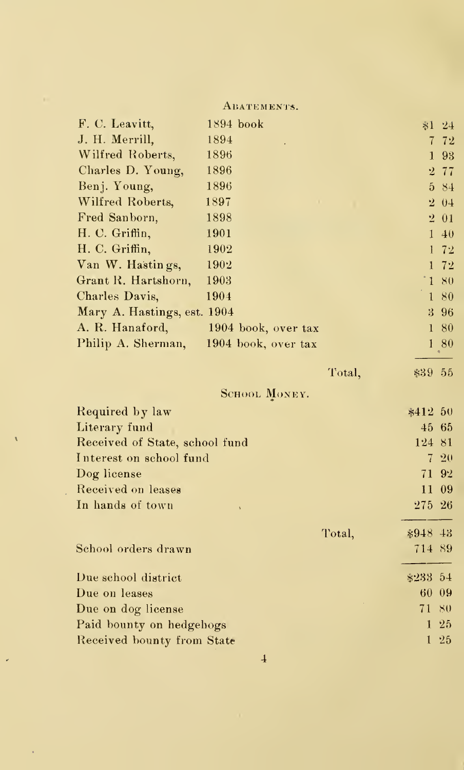## Abatements.

| | | |
|---|---|---|
| F. C. Leavitt, | 1894 book | $1 24 |
| J. H. Merrill, | 1894 | 7 72 |
| Wilfred Roberts, | 1896 | 1 93 |
| Charles D. Young, | 1896 | 2 77 |
| Benj. Young, | 1896 | 5 84 |
| Wilfred Roberts, | 1897 | 2 04 |
| Fred Sanborn, | 1898 | 2 01 |
| H. C. Griffin, | 1901 | 1 40 |
| H. C. Griffin, | 1902 | 1 72 |
| Van W. Hastings, | 1902 | 1 72 |
| Grant R. Hartshorn, | 1903 | 1 80 |
| Charles Davis, | 1904 | 1 80 |
| Mary A. Hastings, est. | 1904 | 3 96 |
| A. R. Hanaford, | 1904 book, over tax | 1 80 |
| Philip A. Sherman, | 1904 book, over tax | 1 80 |
| | Total, | $39 55 |

## School Money.

| | |
|---|---|
| Required by law | $412 50 |
| Literary fund | 45 65 |
| Received of State, school fund | 124 81 |
| Interest on school fund | 7 20 |
| Dog license | 71 92 |
| Received on leases | 11 09 |
| In hands of town | 275 26 |
| Total, | $948 43 |
| School orders drawn | 714 89 |
| Due school district | $233 54 |
| Due on leases | 60 09 |
| Due on dog license | 71 80 |
| Paid bounty on hedgehogs | 1 25 |
| Received bounty from State | 1 25 |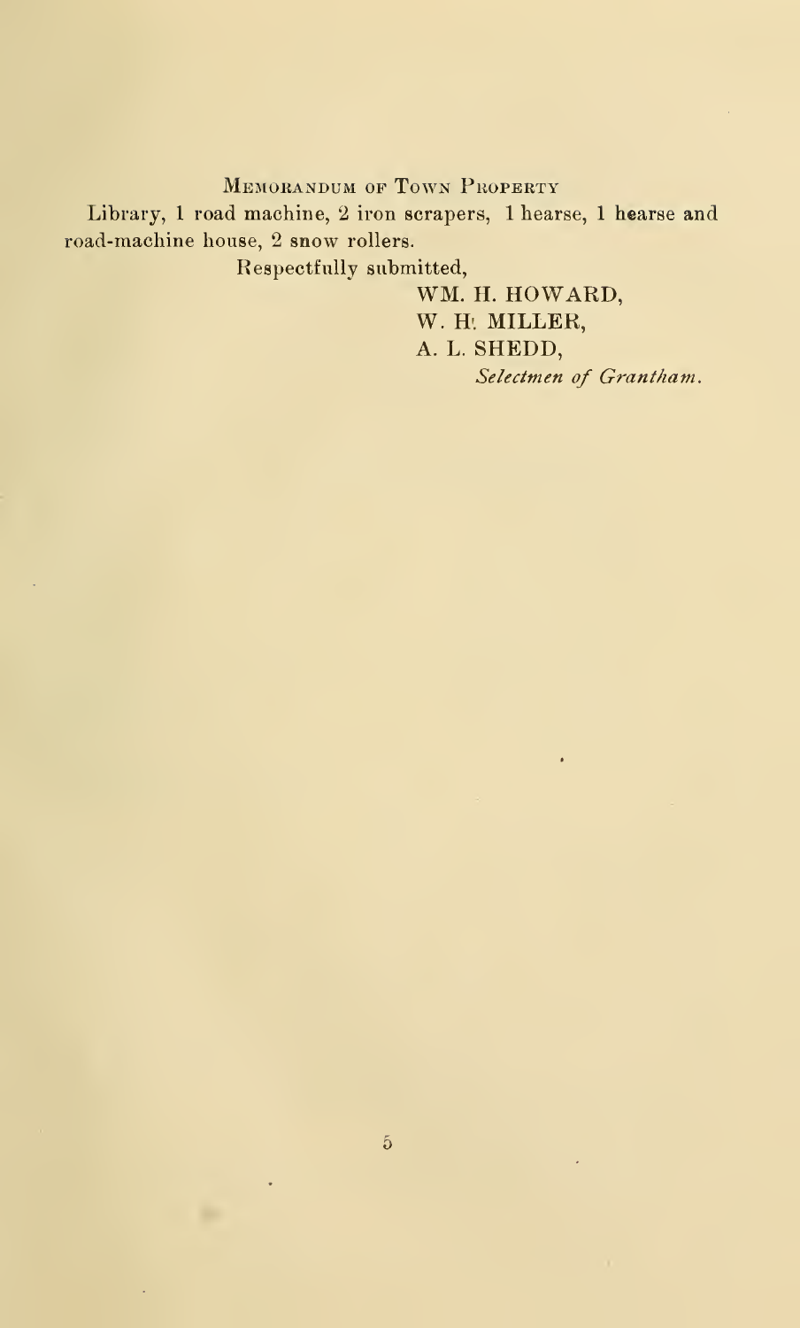## Memorandum of Town Property

Library, 1 road machine, 2 iron scrapers, 1 hearse, 1 hearse and road-machine house, 2 snow rollers.

Respectfully submitted,

WM. H. HOWARD,
W. H. MILLER,
A. L. SHEDD,
*Selectmen of Grantham.*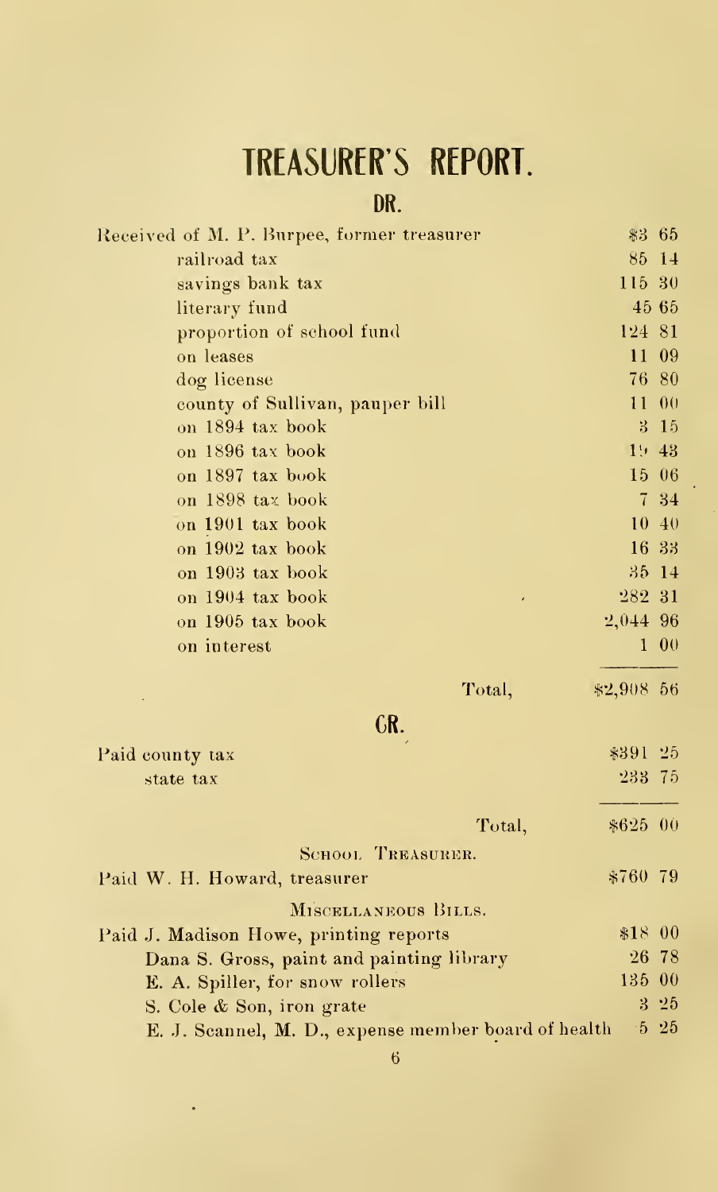# TREASURER'S REPORT.

## DR.

| | |
|---|---|
| Received of M. P. Burpee, former treasurer | $3 65 |
| railroad tax | 85 14 |
| savings bank tax | 115 30 |
| literary fund | 45 65 |
| proportion of school fund | 124 81 |
| on leases | 11 09 |
| dog license | 76 80 |
| county of Sullivan, pauper bill | 11 00 |
| on 1894 tax book | 3 15 |
| on 1896 tax book | 19 43 |
| on 1897 tax book | 15 06 |
| on 1898 tax book | 7 34 |
| on 1901 tax book | 10 40 |
| on 1902 tax book | 16 33 |
| on 1903 tax book | 35 14 |
| on 1904 tax book | 282 31 |
| on 1905 tax book | 2,044 96 |
| on interest | 1 00 |
| Total, | $2,908 56 |

## CR.

| | |
|---|---|
| Paid county tax | $391 25 |
| state tax | 233 75 |
| Total, | $625 00 |

SCHOOL TREASURER.

| | |
|---|---|
| Paid W. H. Howard, treasurer | $760 79 |

MISCELLANEOUS BILLS.

| | |
|---|---|
| Paid J. Madison Howe, printing reports | $18 00 |
| Dana S. Gross, paint and painting library | 26 78 |
| E. A. Spiller, for snow rollers | 135 00 |
| S. Cole & Son, iron grate | 3 25 |
| E. J. Scannel, M. D., expense member board of health | 5 25 |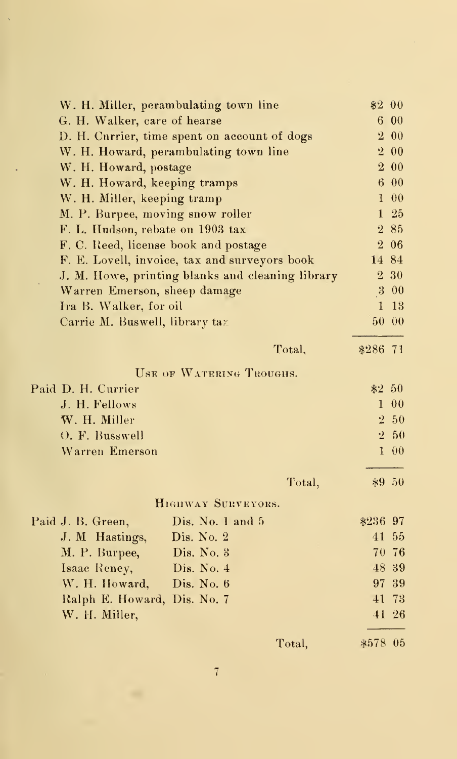| | |
|---|---|
| W. H. Miller, perambulating town line | $2 00 |
| G. H. Walker, care of hearse | 6 00 |
| D. H. Currier, time spent on account of dogs | 2 00 |
| W. H. Howard, perambulating town line | 2 00 |
| W. H. Howard, postage | 2 00 |
| W. H. Howard, keeping tramps | 6 00 |
| W. H. Miller, keeping tramp | 1 00 |
| M. P. Burpee, moving snow roller | 1 25 |
| F. L. Hudson, rebate on 1903 tax | 2 85 |
| F. C. Reed, license book and postage | 2 06 |
| F. E. Lovell, invoice, tax and surveyors book | 14 84 |
| J. M. Howe, printing blanks and cleaning library | 2 30 |
| Warren Emerson, sheep damage | 3 00 |
| Ira B. Walker, for oil | 1 13 |
| Carrie M. Buswell, library tax | 50 00 |
| Total, | $286 71 |

## USE OF WATERING TROUGHS.

| | |
|---|---|
| Paid D. H. Currier | $2 50 |
| J. H. Fellows | 1 00 |
| W. H. Miller | 2 50 |
| O. F. Busswell | 2 50 |
| Warren Emerson | 1 00 |
| Total, | $9 50 |

## HIGHWAY SURVEYORS.

| | | |
|---|---|---|
| Paid J. B. Green, | Dis. No. 1 and 5 | $236 97 |
| J. M Hastings, | Dis. No. 2 | 41 55 |
| M. P. Burpee, | Dis. No. 3 | 70 76 |
| Isaac Reney, | Dis. No. 4 | 48 39 |
| W. H. Howard, | Dis. No. 6 | 97 39 |
| Ralph E. Howard, | Dis. No. 7 | 41 73 |
| W. H. Miller, | | 41 26 |
| | Total, | $578 05 |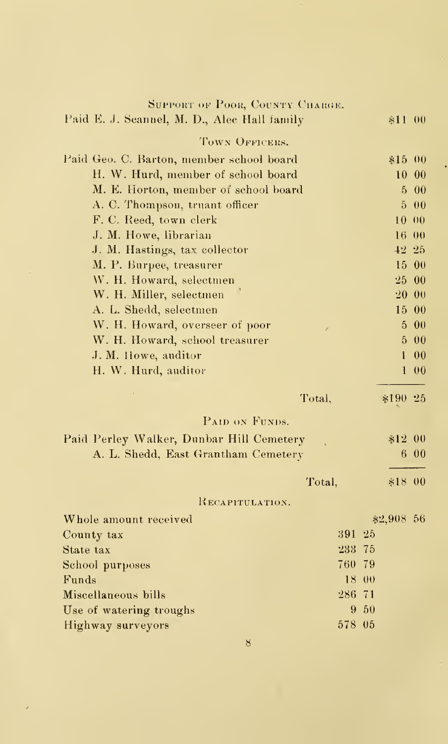### Support of Poor, County Charge.

| | |
|---|---|
| Paid E. J. Scannel, M. D., Alec Hall family | $11 00 |

### Town Officers.

| | |
|---|---|
| Paid Geo. C. Barton, member school board | $15 00 |
| H. W. Hurd, member of school board | 10 00 |
| M. E. Horton, member of school board | 5 00 |
| A. C. Thompson, truant officer | 5 00 |
| F. C. Reed, town clerk | 10 00 |
| J. M. Howe, librarian | 16 00 |
| J. M. Hastings, tax collector | 42 25 |
| M. P. Burpee, treasurer | 15 00 |
| W. H. Howard, selectmen | 25 00 |
| W. H. Miller, selectmen | 20 00 |
| A. L. Shedd, selectmen | 15 00 |
| W. H. Howard, overseer of poor | 5 00 |
| W. H. Howard, school treasurer | 5 00 |
| J. M. Howe, auditor | 1 00 |
| H. W. Hurd, auditor | 1 00 |
| Total, | $190 25 |

### Paid on Funds.

| | |
|---|---|
| Paid Perley Walker, Dunbar Hill Cemetery | $12 00 |
| A. L. Shedd, East Grantham Cemetery | 6 00 |
| Total, | $18 00 |

### Recapitulation.

| | | |
|---|---|---|
| Whole amount received | | $2,908 56 |
| County tax | 391 25 | |
| State tax | 233 75 | |
| School purposes | 760 79 | |
| Funds | 18 00 | |
| Miscellaneous bills | 286 71 | |
| Use of watering troughs | 9 50 | |
| Highway surveyors | 578 05 | |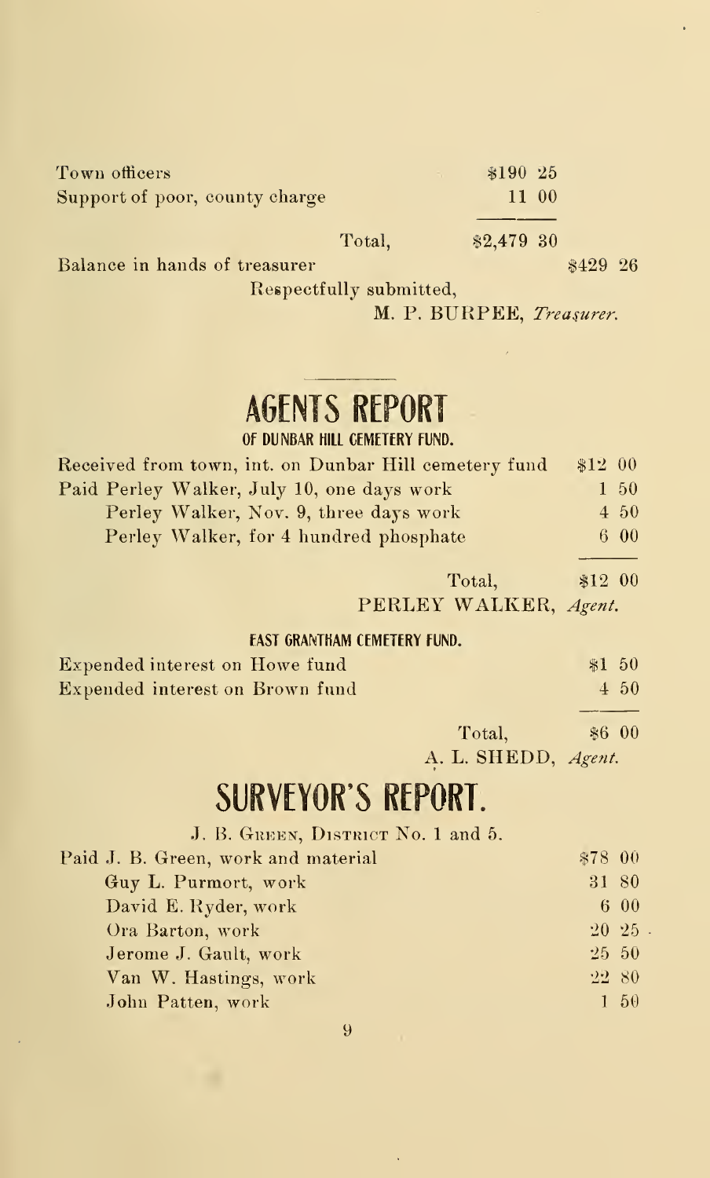| | | |
|---|---|---|
| Town officers | $190 25 | |
| Support of poor, county charge | 11 00 | |
| Total, | $2,479 30 | |
| Balance in hands of treasurer | | $429 26 |

Respectfully submitted,

M. P. BURPEE, *Treasurer.*

## AGENTS REPORT

### OF DUNBAR HILL CEMETERY FUND.

| | |
|---|---|
| Received from town, int. on Dunbar Hill cemetery fund | $12 00 |
| Paid Perley Walker, July 10, one days work | 1 50 |
| Perley Walker, Nov. 9, three days work | 4 50 |
| Perley Walker, for 4 hundred phosphate | 6 00 |
| Total, | $12 00 |

PERLEY WALKER, *Agent.*

### EAST GRANTHAM CEMETERY FUND.

| | |
|---|---|
| Expended interest on Howe fund | $1 50 |
| Expended interest on Brown fund | 4 50 |
| Total, | $6 00 |

A. L. SHEDD, *Agent.*

## SURVEYOR'S REPORT.

J. B. GREEN, DISTRICT No. 1 and 5.

| | |
|---|---|
| Paid J. B. Green, work and material | $78 00 |
| Guy L. Purmort, work | 31 80 |
| David E. Ryder, work | 6 00 |
| Ora Barton, work | 20 25 |
| Jerome J. Gault, work | 25 50 |
| Van W. Hastings, work | 22 80 |
| John Patten, work | 1 50 |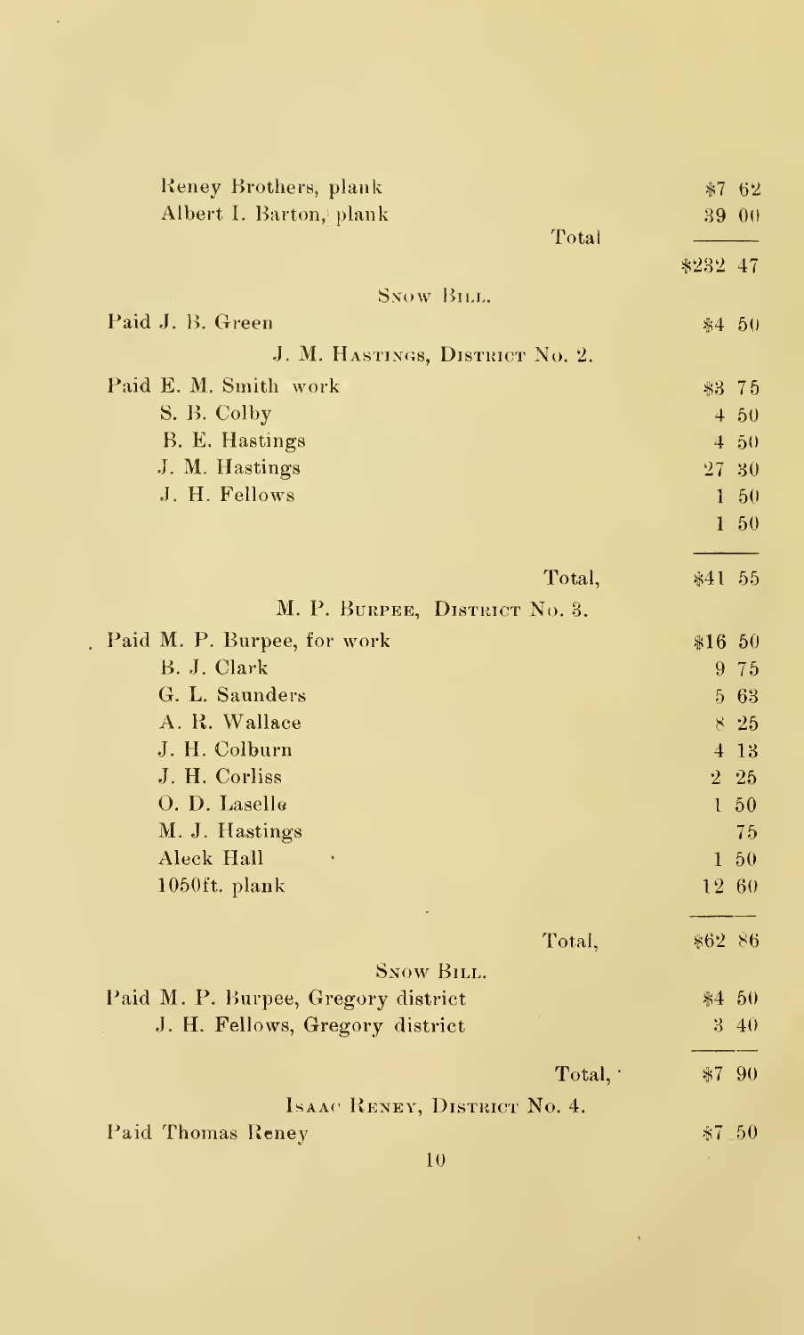| | |
|---|---|
| Reney Brothers, plank | $7 62 |
| Albert I. Barton, plank | 39 00 |
| Total | |
| | $232 47 |

SNOW BILL.

| | |
|---|---|
| Paid J. B. Green | $4 50 |

J. M. HASTINGS, DISTRICT NO. 2.

| | |
|---|---|
| Paid E. M. Smith work | $3 75 |
| S. B. Colby | 4 50 |
| B. E. Hastings | 4 50 |
| J. M. Hastings | 27 30 |
| J. H. Fellows | 1 50 |
| | 1 50 |
| Total, | $41 55 |

M. P. BURPEE, DISTRICT NO. 3.

| | |
|---|---|
| Paid M. P. Burpee, for work | $16 50 |
| B. J. Clark | 9 75 |
| G. L. Saunders | 5 63 |
| A. R. Wallace | 8 25 |
| J. H. Colburn | 4 13 |
| J. H. Corliss | 2 25 |
| O. D. Laselle | 1 50 |
| M. J. Hastings | 75 |
| Aleck Hall | 1 50 |
| 1050ft. plank | 12 60 |
| Total, | $62 86 |

SNOW BILL.

| | |
|---|---|
| Paid M. P. Burpee, Gregory district | $4 50 |
| J. H. Fellows, Gregory district | 3 40 |
| Total, | $7 90 |

ISAAC RENEY, DISTRICT NO. 4.

| | |
|---|---|
| Paid Thomas Reney | $7 50 |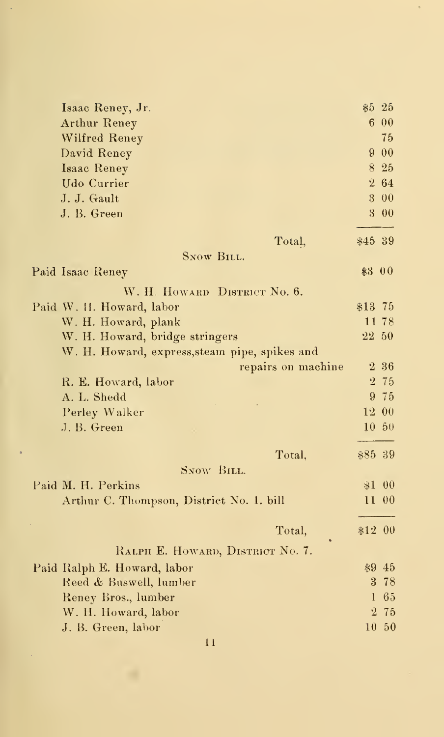| | |
|---|---|
| Isaac Reney, Jr. | $5 25 |
| Arthur Reney | 6 00 |
| Wilfred Reney | 75 |
| David Reney | 9 00 |
| Isaac Reney | 8 25 |
| Udo Currier | 2 64 |
| J. J. Gault | 3 00 |
| J. B. Green | 3 00 |
| Total, | $45 39 |

SNOW BILL.

| | |
|---|---|
| Paid Isaac Reney | $3 00 |

W. H. HOWARD DISTRICT No. 6.

| | |
|---|---|
| Paid W. H. Howard, labor | $13 75 |
| W. H. Howard, plank | 11 78 |
| W. H. Howard, bridge stringers | 22 50 |
| W. H. Howard, express, steam pipe, spikes and repairs on machine | 2 36 |
| R. E. Howard, labor | 2 75 |
| A. L. Shedd | 9 75 |
| Perley Walker | 12 00 |
| J. B. Green | 10 50 |
| Total, | $85 39 |

SNOW BILL.

| | |
|---|---|
| Paid M. H. Perkins | $1 00 |
| Arthur C. Thompson, District No. 1. bill | 11 00 |
| Total, | $12 00 |

RALPH E. HOWARD, DISTRICT No. 7.

| | |
|---|---|
| Paid Ralph E. Howard, labor | $9 45 |
| Reed & Buswell, lumber | 3 78 |
| Reney Bros., lumber | 1 65 |
| W. H. Howard, labor | 2 75 |
| J. B. Green, labor | 10 50 |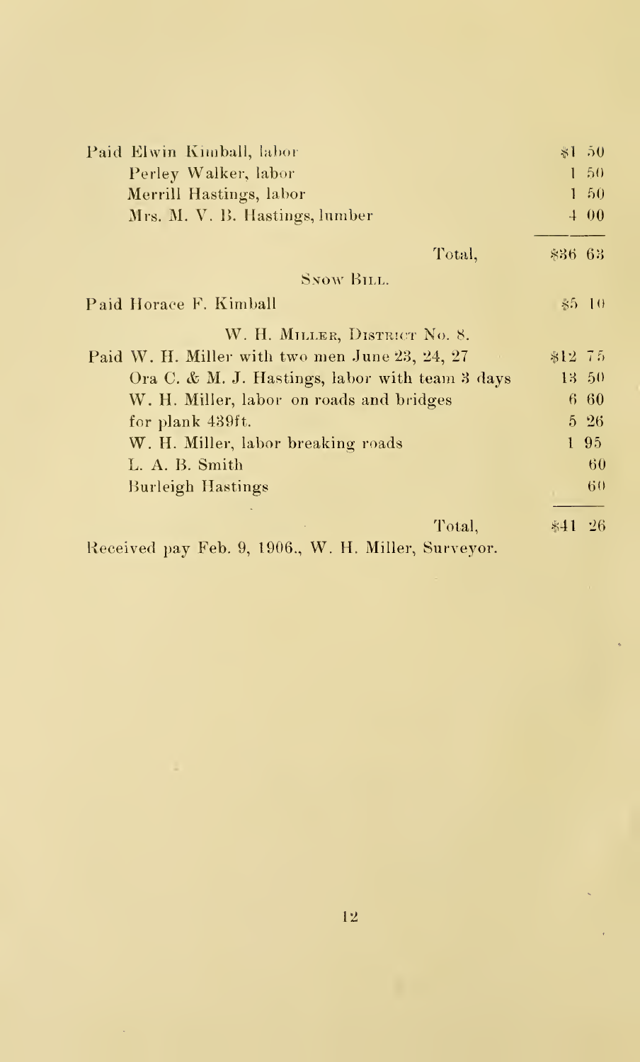| | |
|---|---|
| Paid Elwin Kimball, labor | $1 50 |
| Perley Walker, labor | 1 50 |
| Merrill Hastings, labor | 1 50 |
| Mrs. M. V. B. Hastings, lumber | 4 00 |
| Total, | $36 63 |

SNOW BILL.

| | |
|---|---|
| Paid Horace F. Kimball | $5 10 |

W. H. MILLER, DISTRICT NO. 8.

| | |
|---|---|
| Paid W. H. Miller with two men June 23, 24, 27 | $12 75 |
| Ora C. & M. J. Hastings, labor with team 3 days | 13 50 |
| W. H. Miller, labor on roads and bridges | 6 60 |
| for plank 439ft. | 5 26 |
| W. H. Miller, labor breaking roads | 1 95 |
| L. A. B. Smith | 60 |
| Burleigh Hastings | 60 |
| Total, | $41 26 |

Received pay Feb. 9, 1906., W. H. Miller, Surveyor.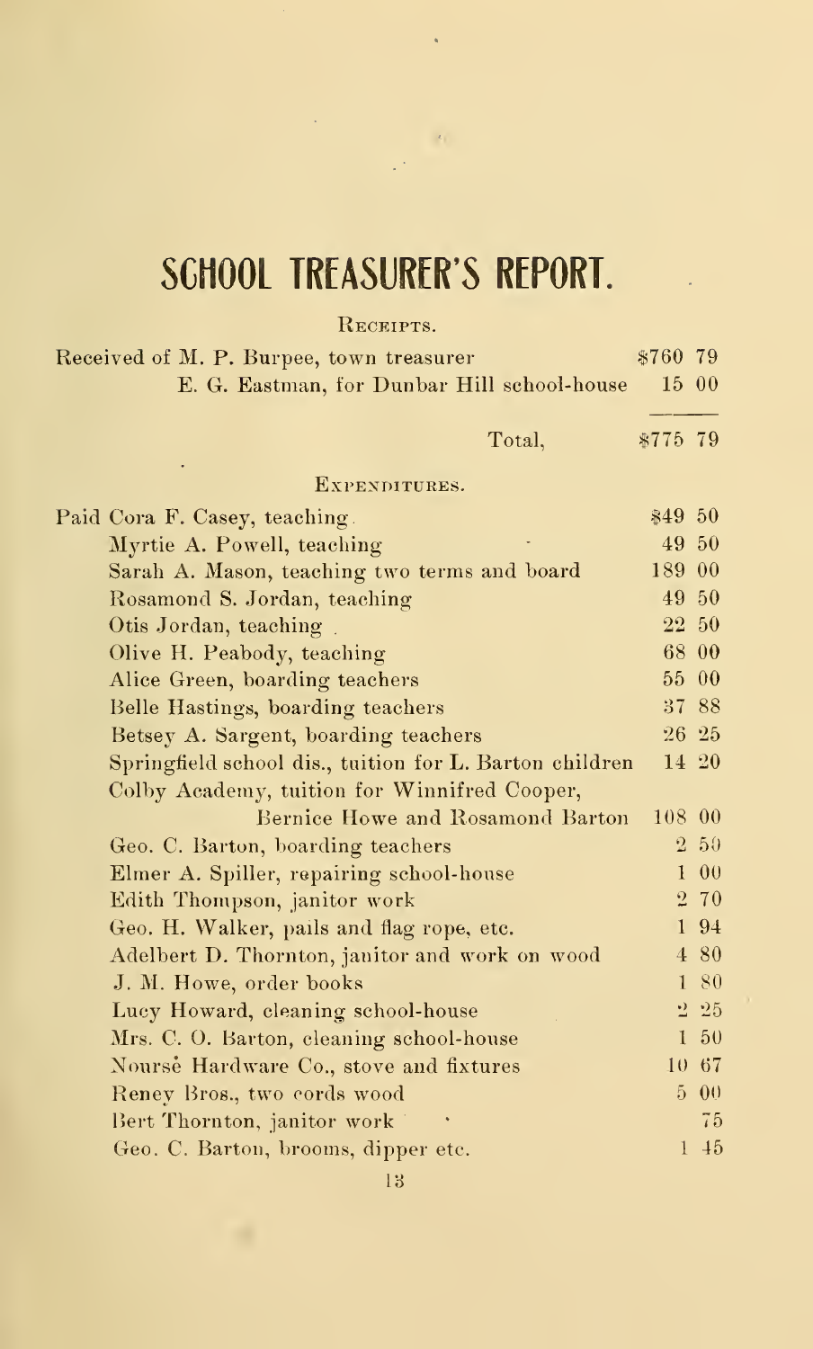# SCHOOL TREASURER'S REPORT.

RECEIPTS.

| | |
|---|---|
| Received of M. P. Burpee, town treasurer | $760 79 |
| E. G. Eastman, for Dunbar Hill school-house | 15 00 |
| Total, | $775 79 |

EXPENDITURES.

| | |
|---|---|
| Paid Cora F. Casey, teaching | $49 50 |
| Myrtie A. Powell, teaching | 49 50 |
| Sarah A. Mason, teaching two terms and board | 189 00 |
| Rosamond S. Jordan, teaching | 49 50 |
| Otis Jordan, teaching | 22 50 |
| Olive H. Peabody, teaching | 68 00 |
| Alice Green, boarding teachers | 55 00 |
| Belle Hastings, boarding teachers | 37 88 |
| Betsey A. Sargent, boarding teachers | 26 25 |
| Springfield school dis., tuition for L. Barton children | 14 20 |
| Colby Academy, tuition for Winnifred Cooper, Bernice Howe and Rosamond Barton | 108 00 |
| Geo. C. Barton, boarding teachers | 2 50 |
| Elmer A. Spiller, repairing school-house | 1 00 |
| Edith Thompson, janitor work | 2 70 |
| Geo. H. Walker, pails and flag rope, etc. | 1 94 |
| Adelbert D. Thornton, janitor and work on wood | 4 80 |
| J. M. Howe, order books | 1 80 |
| Lucy Howard, cleaning school-house | 2 25 |
| Mrs. C. O. Barton, cleaning school-house | 1 50 |
| Nourse Hardware Co., stove and fixtures | 10 67 |
| Reney Bros., two cords wood | 5 00 |
| Bert Thornton, janitor work | 75 |
| Geo. C. Barton, brooms, dipper etc. | 1 45 |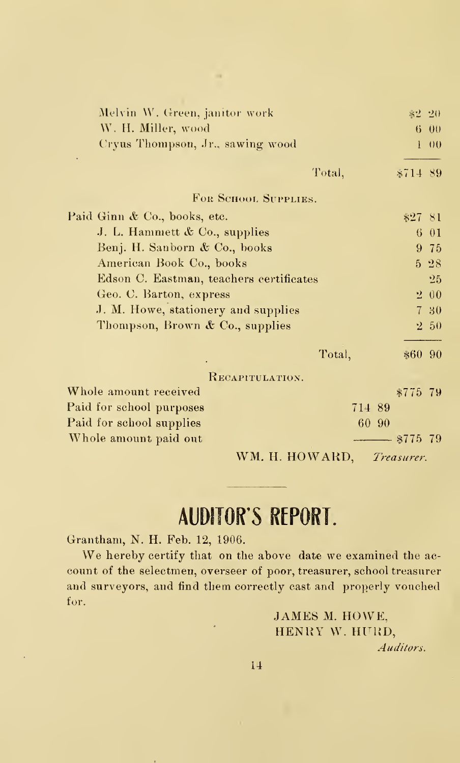| | |
|---|---|
| Melvin W. Green, janitor work | $2 20 |
| W. H. Miller, wood | 6 00 |
| Cryus Thompson, Jr., sawing wood | 1 00 |
| Total, | $714 89 |

FOR SCHOOL SUPPLIES.

| | |
|---|---|
| Paid Ginn & Co., books, etc. | $27 81 |
| J. L. Hammett & Co., supplies | 6 01 |
| Benj. H. Sanborn & Co., books | 9 75 |
| American Book Co., books | 5 28 |
| Edson C. Eastman, teachers certificates | 25 |
| Geo. C. Barton, express | 2 00 |
| J. M. Howe, stationery and supplies | 7 30 |
| Thompson, Brown & Co., supplies | 2 50 |
| Total, | $60 90 |

RECAPITULATION.

| | | |
|---|---|---|
| Whole amount received | | $775 79 |
| Paid for school purposes | 714 89 | |
| Paid for school supplies | 60 90 | |
| Whole amount paid out | | $775 79 |

WM. H. HOWARD, *Treasurer.*

# AUDITOR'S REPORT.

Grantham, N. H. Feb. 12, 1906.

We hereby certify that on the above date we examined the account of the selectmen, overseer of poor, treasurer, school treasurer and surveyors, and find them correctly cast and properly vouched for.

JAMES M. HOWE,
HENRY W. HURD,
*Auditors.*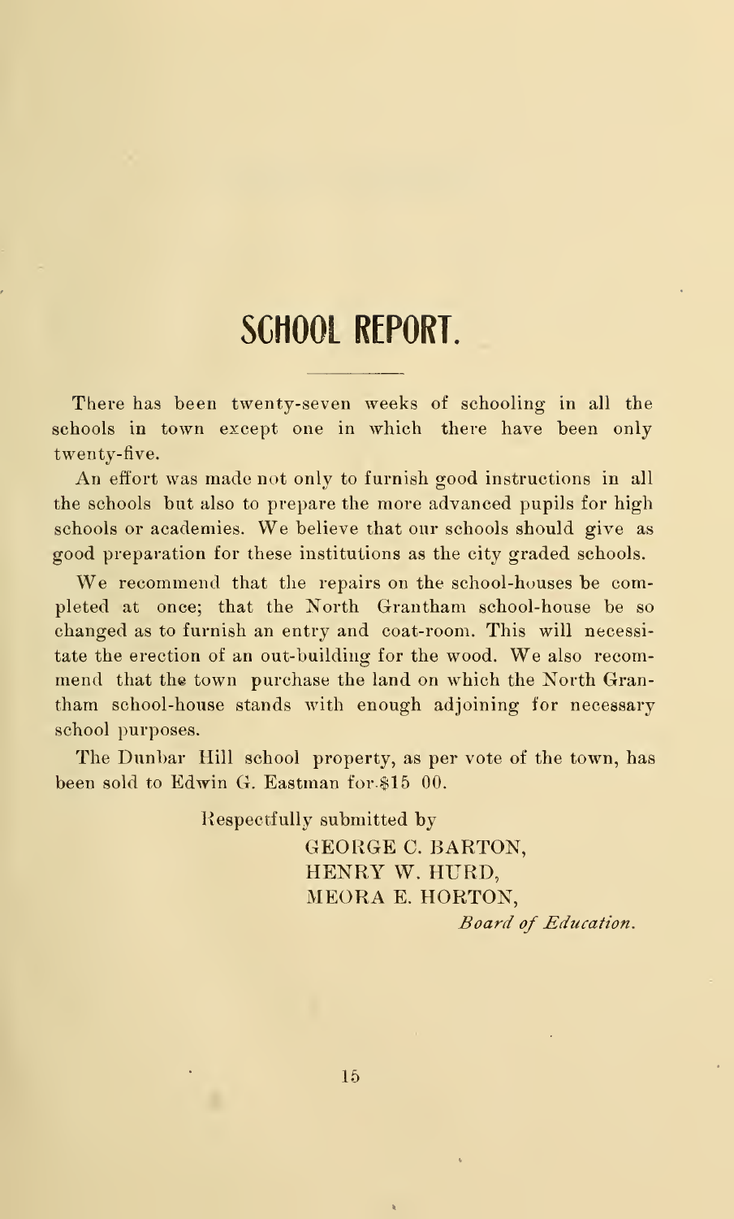# SCHOOL REPORT.

There has been twenty-seven weeks of schooling in all the schools in town except one in which there have been only twenty-five.

An effort was made not only to furnish good instructions in all the schools but also to prepare the more advanced pupils for high schools or academies. We believe that our schools should give as good preparation for these institutions as the city graded schools.

We recommend that the repairs on the school-houses be completed at once; that the North Grantham school-house be so changed as to furnish an entry and coat-room. This will necessitate the erection of an out-building for the wood. We also recommend that the town purchase the land on which the North Grantham school-house stands with enough adjoining for necessary school purposes.

The Dunbar Hill school property, as per vote of the town, has been sold to Edwin G. Eastman for $15 00.

Respectfully submitted by

GEORGE C. BARTON,
HENRY W. HURD,
MEORA E. HORTON,
*Board of Education.*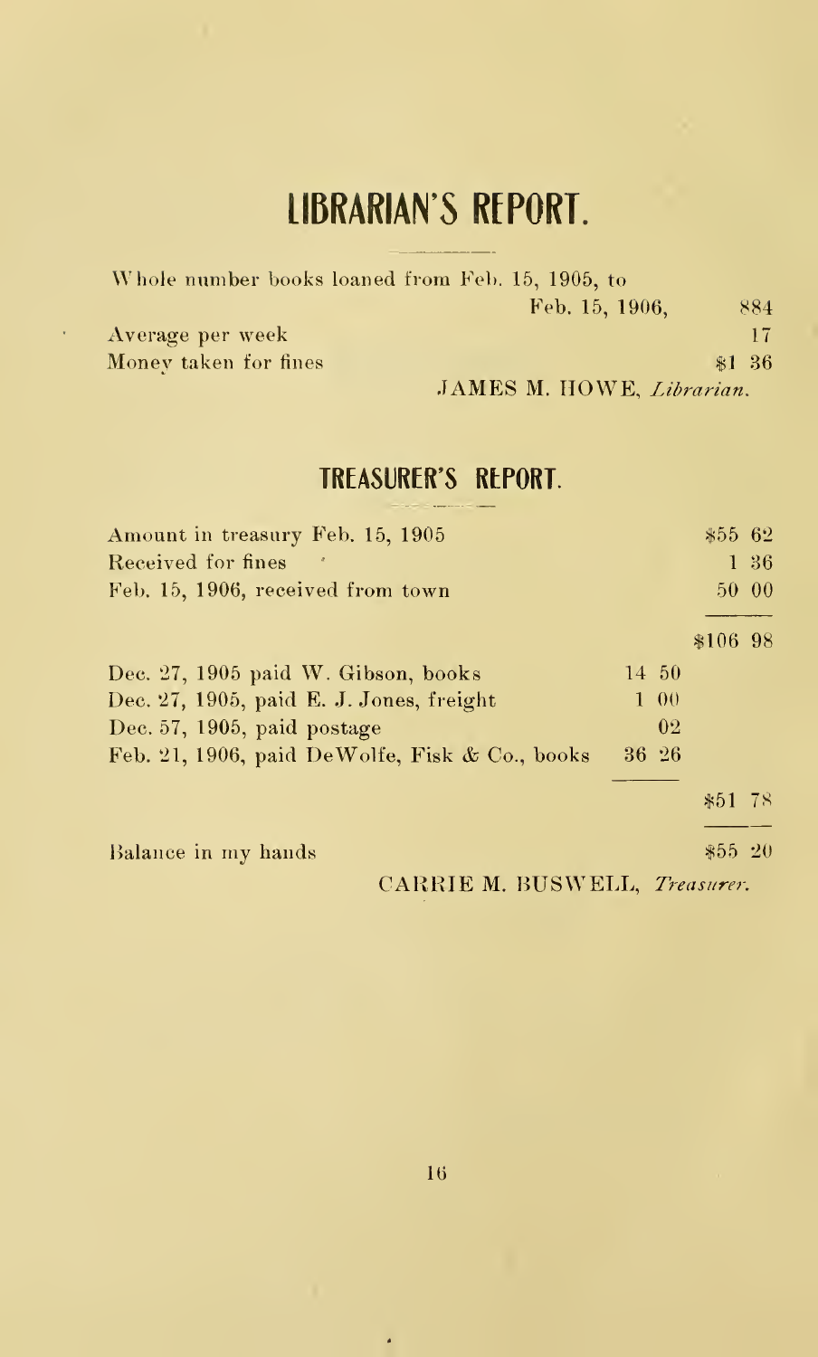# LIBRARIAN'S REPORT.

| | |
|---|---|
| Whole number books loaned from Feb. 15, 1905, to Feb. 15, 1906, | 884 |
| Average per week | 17 |
| Money taken for fines | $1 36 |

JAMES M. HOWE, *Librarian*.

## TREASURER'S REPORT.

| | | |
|---|---|---|
| Amount in treasury Feb. 15, 1905 | | $55 62 |
| Received for fines | | 1 36 |
| Feb. 15, 1906, received from town | | 50 00 |
| | | $106 98 |
| Dec. 27, 1905 paid W. Gibson, books | 14 50 | |
| Dec. 27, 1905, paid E. J. Jones, freight | 1 00 | |
| Dec. 57, 1905, paid postage | 02 | |
| Feb. 21, 1906, paid DeWolfe, Fisk & Co., books | 36 26 | |
| | | $51 78 |
| Balance in my hands | | $55 20 |

CARRIE M. BUSWELL, *Treasurer*.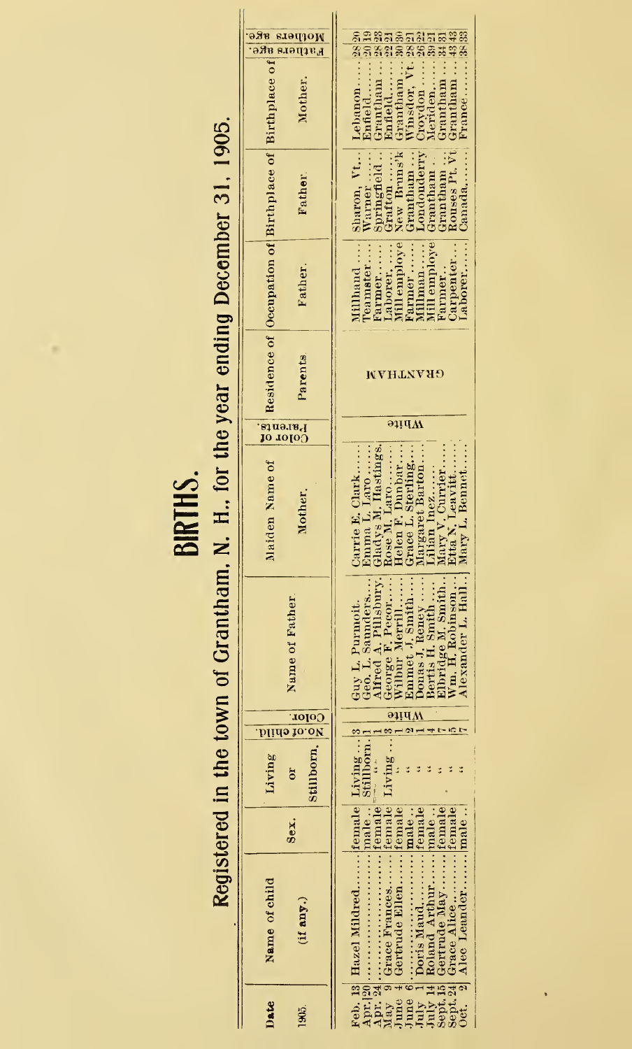# BIRTHS.

## Registered in the town of Grantham, N. H., for the year ending December 31, 1905.

| Date 1905. | Name of child (if any.) | Sex. | Living or Stillborn. | No. of child. | Color. | Name of Father. | Maiden Name of Mother. | Color of Parents. | Residence of Parents. | Occupation of Father. | Birthplace of Father. | Birthplace of Mother. | Fathers age. | Mothers age. |
|---|---|---|---|---|---|---|---|---|---|---|---|---|---|---|
| Feb. 13 | Hazel Mildred | female | Living | 3 | White | Guy L. Purmoit | Carrie E. Clark | White | Grantham | Millhand | Sharon, Vt. | Lebanon | 28 | 20 |
| Apr. 20 | ............ | male | Stillborn | 1 | | Geo. L. Saunders | Emma L. Laro | | | Teamster | Warner | Enfield | 20 | 19 |
| Apr. 24 | ............ | female | " " | 1 | | Alfred A. Pillsbury | Gladys M. Hastings | | | Farmer | Springfield | Grantham | 28 | 23 |
| May 9 | Grace Frances | female | Living | 3 | | George F. Pecor | Rose M. Laro | | | Laborer | Grafton | Enfield | 22 | 21 |
| June 4 | Gertrude Ellen | female | " | 1 | | Wilbur Merrill | Helen F. Dunbar | | | Mill employe | New Bruns'k | Grantham | 30 | 30 |
| June 6 | ............ | male | " | 2 | | Emmet J. Smith | Grace L. Sterling | | | Farmer | Grantham | Winsdor, Vt. | 28 | 21 |
| July 1 | Doris Maud | female | " | 1 | | Donas J. Reney | Margaret Barton | | | Millman | Londonderry | Croydon | 26 | 22 |
| July 14 | Roland Arthur | male | " | 4 | | Bertis H. Smith | Lilian Inez | | | Mill employe | Grantham | Meriden | 39 | 21 |
| Sept. 15 | Gertrude May | female | " | 7 | | Elbridge M. Smith | Mary V. Currier | | | Farmer | Grantham | Grantham | 31 | 31 |
| Sept. 24 | Grace Alice | female | " | 5 | | Wm. H. Robinson | Etta N. Leavitt | | | Carpenter | Rouses Pt. Vt | Grantham | 43 | 43 |
| Oct. 2 | Alec Leander | male | " | 7 | | Alexander L. Hall | Mary L. Bennet | | | Laborer | Canada | France | 38 | 33 |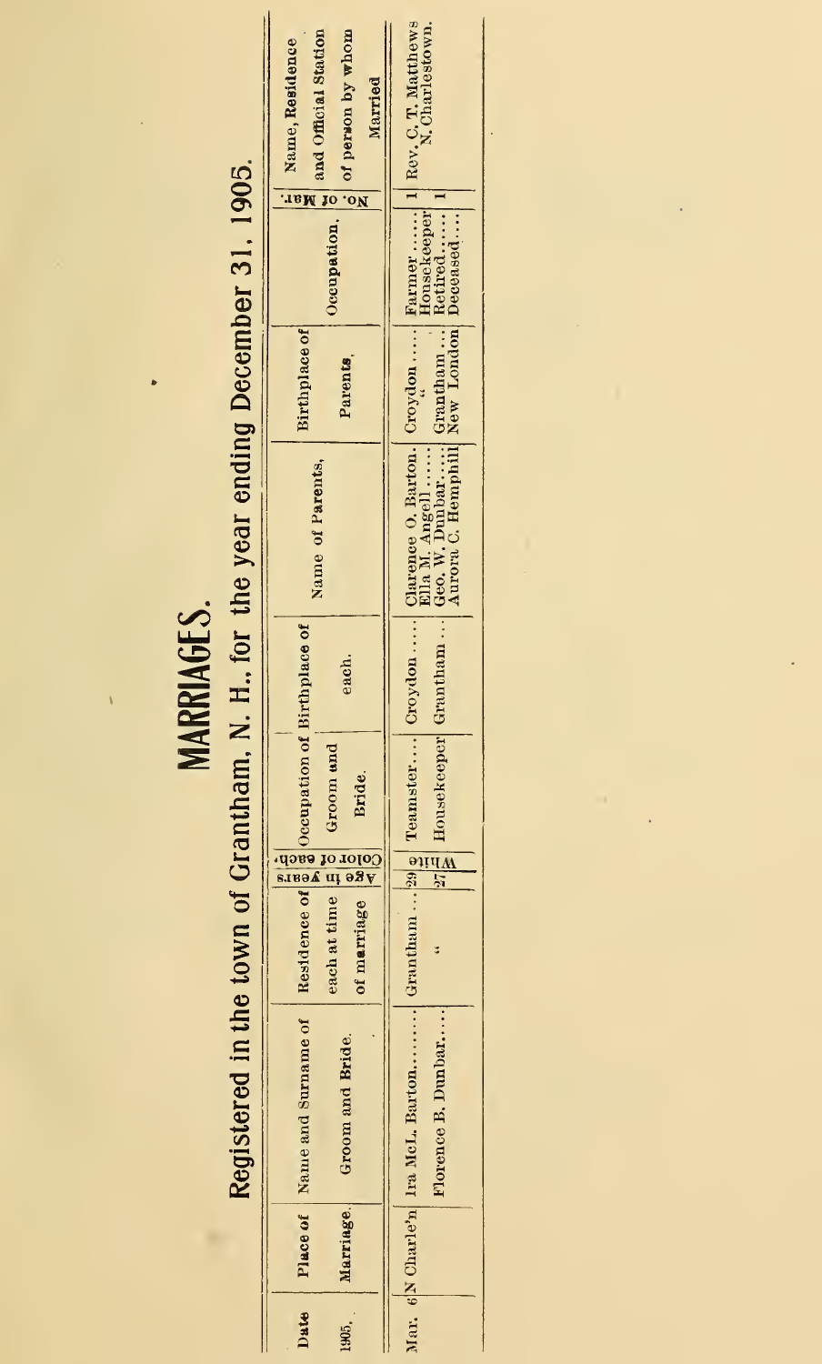# MARRIAGES.

## Registered in the town of Grantham, N. H., for the year ending December 31, 1905.

| Date 1905. | Place of Marriage. | Name and Surname of Groom and Bride. | Residence of each at time of marriage | Age in years | Color of each. | Occupation of Groom and Bride. | Birthplace of each. | Name of Parents. | Birthplace of Parents. | Occupation. | No. of Mar. | Name, Residence and Official Station of person by whom Married |
|---|---|---|---|---|---|---|---|---|---|---|---|---|
| Mar. 6 | N Charle'n | Ira McL. Barton........ | Grantham ... | 29 | White | Teamster.... | Croydon ..... | Clarence O. Barton. | Croydon ..... | Farmer ...... | 1 | Rev. C. T. Matthews N. Charlestown. |
| | | | | | | | | Ella M. Angell ...... | " | Housekeeper | | |
| | | Florence B. Dunbar.... | " | 27 | | Housekeeper | Grantham ... | Geo. W. Dunbar..... | Grantham ... | Retired...... | 1 | |
| | | | | | | | | Aurora C. Hemphill | New London | Deceased.... | | |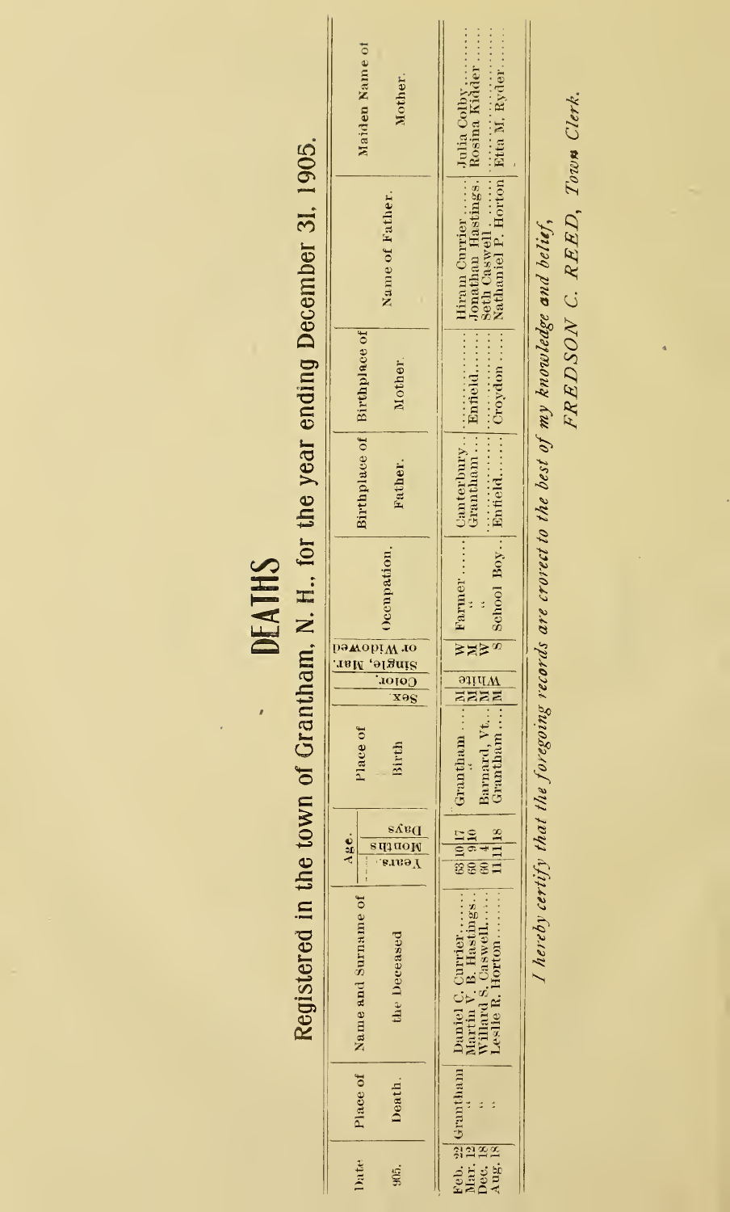# DEATHS

## Registered in the town of Grantham, N. H., for the year ending December 31, 1905.

| Date | Place of | Name and Surname of | Age. | | | Place of | Sex | Color. | Single, Mar. or Widowed | Occupation. | Birthplace of | Birthplace of | Name of Father. | Maiden Name of |
|---|---|---|---|---|---|---|---|---|---|---|---|---|---|---|
| 1905. | Death. | the Deceased | Years. | Months | Days | Birth | | | | | Father. | Mother. | | Mother. |
| Feb. 22 | Grantham | Daniel C. Currier....... | 63 | 10 | 17 | Grantham .... | M | White | W | Farmer ...... | Canterbury.. | ............ | Hiram Currier ...... | Julia Colby.......... |
| Mar. 12 | " | Martin V. B. Hastings.. | 60 | 9 | 16 | " | M | | M | " | Grantham ... | Enfield....... | Jonathan Hastings. | Rosina Kidder ...... |
| Dec. 18 | " | Willard S. Caswell...... | 60 | 4 | | Barnard, Vt... | M | | W | " | ............ | ............ | Seth Caswell ...... | .................... |
| Aug. 18 | " | Leslie R. Horton....... | 11 | 11 | 18 | Grantham .... | M | | S | School Boy.. | Enfield....... | Croydon ..... | Nathaniel P. Horton | Etta M. Ryder....... |

*I hereby certify that the foregoing records are crorect to the best of my knowledge and belief,*

*FREDSON C. REED, Town Clerk.*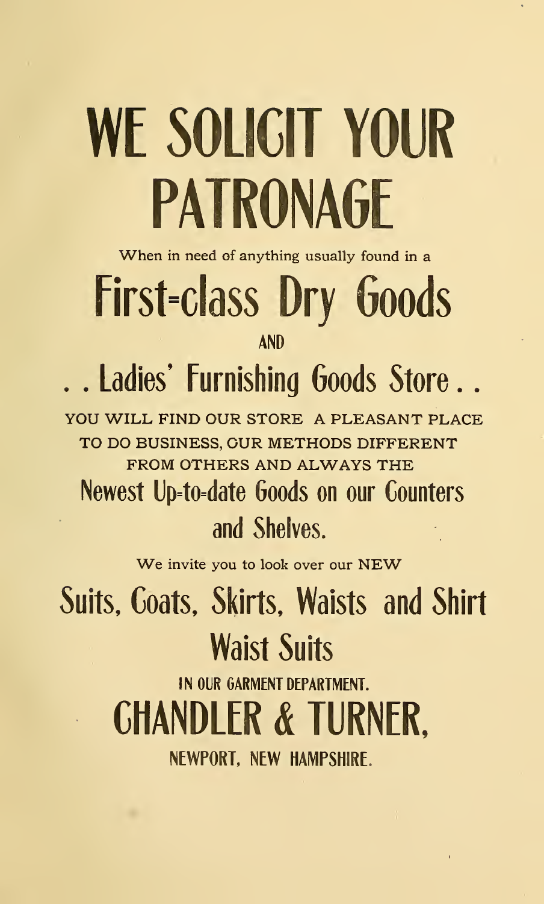# WE SOLICIT YOUR PATRONAGE

When in need of anything usually found in a

## First-class Dry Goods

AND

## . . Ladies' Furnishing Goods Store . .

YOU WILL FIND OUR STORE A PLEASANT PLACE TO DO BUSINESS, OUR METHODS DIFFERENT FROM OTHERS AND ALWAYS THE

### Newest Up-to-date Goods on our Counters and Shelves.

We invite you to look over our NEW

## Suits, Coats, Skirts, Waists and Shirt Waist Suits

IN OUR GARMENT DEPARTMENT.

# CHANDLER & TURNER,

NEWPORT, NEW HAMPSHIRE.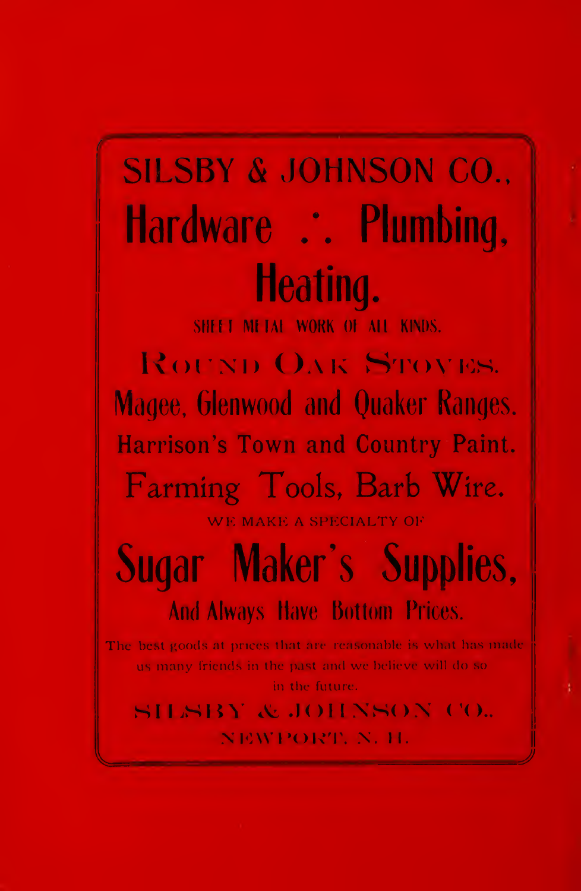# SILSBY & JOHNSON CO.,

# Hardware .˙. Plumbing, Heating.

SHEET METAL WORK OF ALL KINDS.

## ROUND OAK STOVES.

## Magee, Glenwood and Quaker Ranges.

## Harrison's Town and Country Paint.

## Farming Tools, Barb Wire.

WE MAKE A SPECIALTY OF

# Sugar Maker's Supplies,

## And Always Have Bottom Prices.

The best goods at prices that are reasonable is what has made us many friends in the past and we believe will do so in the future.

SILSBY & JOHNSON CO.,
NEWPORT, N. H.